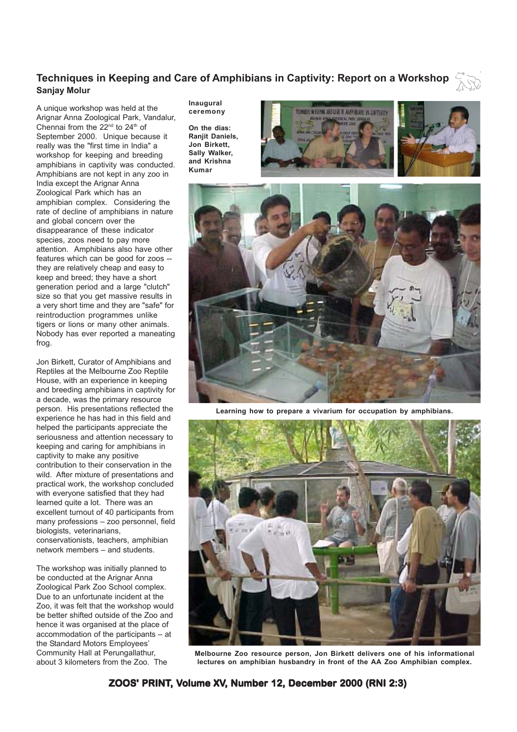## Techniques in Keeping and Care of Amphibians in Captivity: Report on a Workshop

**Sanjay Molur**

A unique workshop was held at the Arignar Anna Zoological Park, Vandalur, Chennai from the 22nd to 24th of September 2000. Unique because it really was the "first time in India" a workshop for keeping and breeding amphibians in captivity was conducted. Amphibians are not kept in any zoo in India except the Arignar Anna Zoological Park which has an amphibian complex. Considering the rate of decline of amphibians in nature and global concern over the disappearance of these indicator species, zoos need to pay more attention. Amphibians also have other features which can be good for zoos -- they are relatively cheap and easy to keep and breed; they have a short generation period and a large "clutch" size so that you get massive results in a very short time and they are "safe" for reintroduction programmes unlike tigers or lions or many other animals. Nobody has ever reported a maneating frog.

Jon Birkett, Curator of Amphibians and Reptiles at the Melbourne Zoo Reptile House, with an experience in keeping and breeding amphibians in captivity for a decade, was the primary resource person. His presentations reflected the experience he has had in this field and helped the participants appreciate the seriousness and attention necessary to keeping and caring for amphibians in captivity to make any positive contribution to their conservation in the wild. After mixture of presentations and practical work, the workshop concluded with everyone satisfied that they had learned quite a lot. There was an excellent turnout of 40 participants from many professions – zoo personnel, field biologists, veterinarians, conservationists, teachers, amphibian network members – and students.

The workshop was initially planned to be conducted at the Arignar Anna Zoological Park Zoo School complex. Due to an unfortunate incident at the Zoo, it was felt that the workshop would be better shifted outside of the Zoo and hence it was organised at the place of accommodation of the participants – at the Standard Motors Employees' Community Hall at Perungallathur, about 3 kilometers from the Zoo. The

**Inaugural ceremony**

**On the dias: Ranjit Daniels, Jon Birkett, Sally Walker, and Krishna Kumar**

**Learning how to prepare a vivarium for occupation by amphibians.**

**Melbourne Zoo resource person, Jon Birkett delivers one of his informational lectures on amphibian husbandry in front of the AA Zoo Amphibian complex.**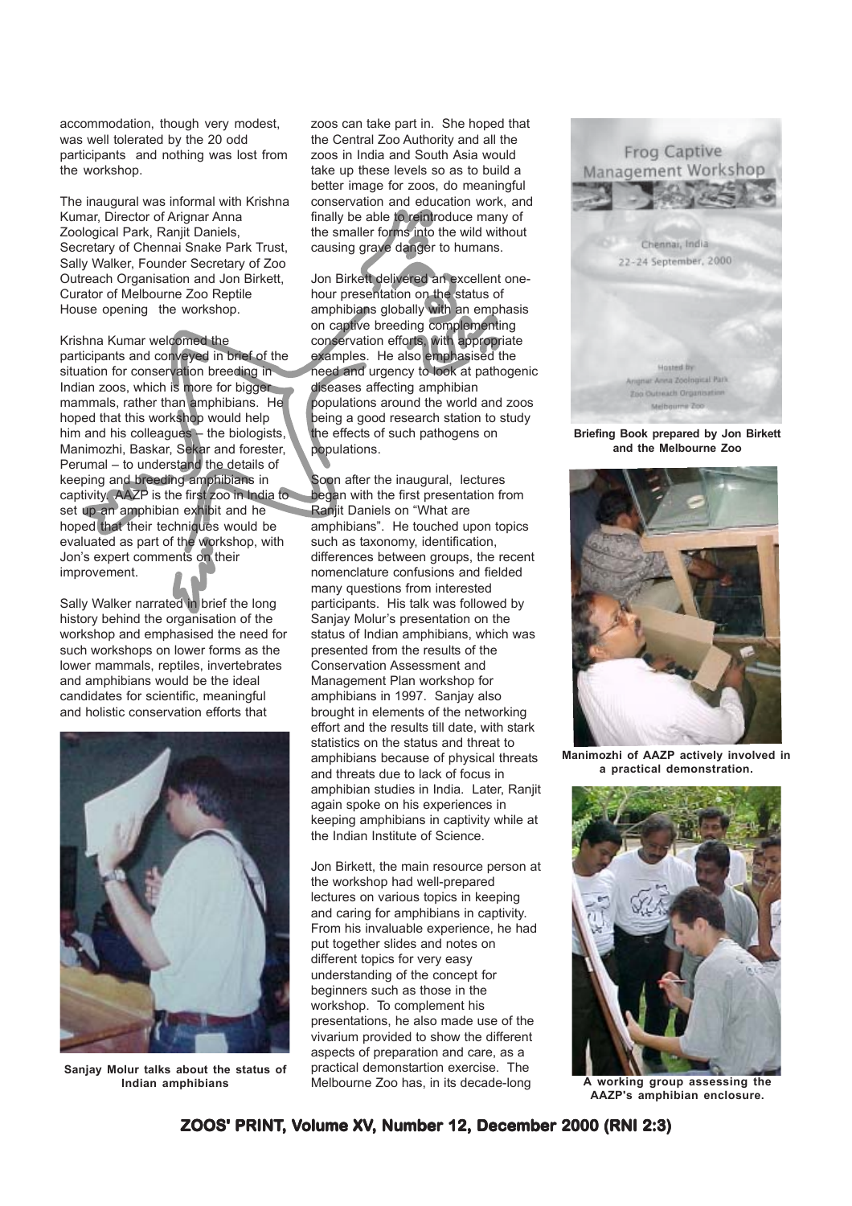accommodation, though very modest, was well tolerated by the 20 odd participants and nothing was lost from the workshop.

The inaugural was informal with Krishna Kumar, Director of Arignar Anna Zoological Park, Ranjit Daniels, Secretary of Chennai Snake Park Trust, Sally Walker, Founder Secretary of Zoo Outreach Organisation and Jon Birkett, Curator of Melbourne Zoo Reptile House opening the workshop.

Krishna Kumar welcomed the participants and conveyed in brief of the situation for conservation breeding in Indian zoos, which is more for bigger mammals, rather than amphibians. He hoped that this workshop would help him and his colleagues – the biologists, Manimozhi, Baskar, Sekar and forester, Perumal – to understand the details of keeping and breeding amphibians in captivity. AAZP is the first zoo in India to set up an amphibian exhibit and he hoped that their techniques would be evaluated as part of the workshop, with Jon's expert comments on their improvement.

Sally Walker narrated in brief the long history behind the organisation of the workshop and emphasised the need for such workshops on lower forms as the lower mammals, reptiles, invertebrates and amphibians would be the ideal candidates for scientific, meaningful and holistic conservation efforts that zoos can take part in. She hoped that the Central Zoo Authority and all the zoos in India and South Asia would take up these levels so as to build a better image for zoos, do meaningful conservation and education work, and finally be able to reintroduce many of the smaller forms into the wild without causing grave danger to humans.

**Sanjay Molur talks about the status of Indian amphibians**

Jon Birkett delivered an excellent one-hour presentation on the status of amphibians globally with an emphasis on captive breeding complementing conservation efforts, with appropriate examples. He also emphasised the need and urgency to look at pathogenic diseases affecting amphibian populations around the world and zoos being a good research station to study the effects of such pathogens on populations.

Soon after the inaugural, lectures began with the first presentation from Ranjit Daniels on "What are amphibians". He touched upon topics such as taxonomy, identification, differences between groups, the recent nomenclature confusions and fielded many questions from interested participants. His talk was followed by Sanjay Molur's presentation on the status of Indian amphibians, which was presented from the results of the Conservation Assessment and Management Plan workshop for amphibians in 1997. Sanjay also brought in elements of the networking effort and the results till date, with stark statistics on the status and threat to amphibians because of physical threats and threats due to lack of focus in amphibian studies in India. Later, Ranjit again spoke on his experiences in keeping amphibians in captivity while at the Indian Institute of Science.

Jon Birkett, the main resource person at the workshop had well-prepared lectures on various topics in keeping and caring for amphibians in captivity. From his invaluable experience, he had put together slides and notes on different topics for very easy understanding of the concept for beginners such as those in the workshop. To complement his presentations, he also made use of the vivarium provided to show the different aspects of preparation and care, as a practical demonstartion exercise. The Melbourne Zoo has, in its decade-long

Frog Captive Management Workshop

Chennai, India
22-24 September, 2000

Hosted by
Arignar Anna Zoological Park
Zoo Outreach Organisation
Melbourne Zoo

**Briefing Book prepared by Jon Birkett and the Melbourne Zoo**

**Manimozhi of AAZP actively involved in a practical demonstration.**

**A working group assessing the AAZP's amphibian enclosure.**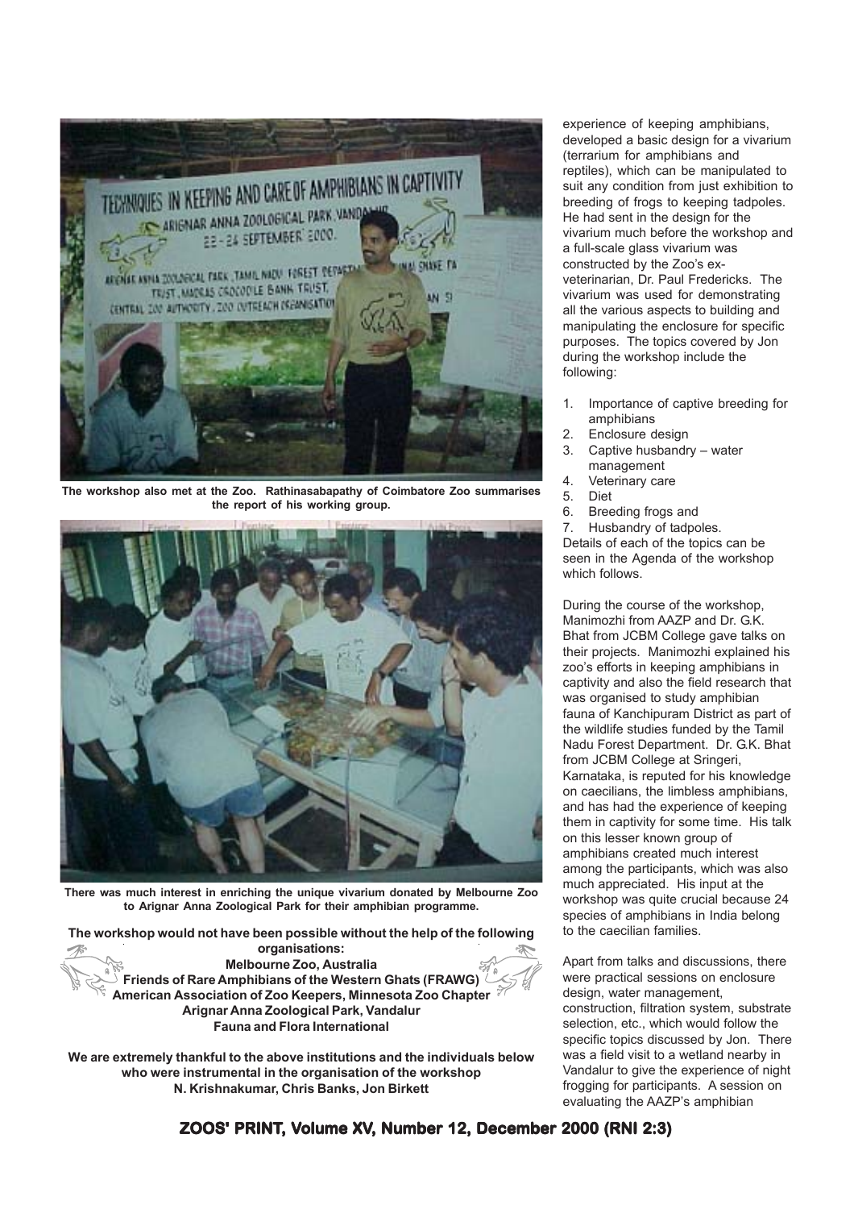The workshop also met at the Zoo. Rathinasabapathy of Coimbatore Zoo summarises the report of his working group.

There was much interest in enriching the unique vivarium donated by Melbourne Zoo to Arignar Anna Zoological Park for their amphibian programme.

**The workshop would not have been possible without the help of the following organisations:**

**Melbourne Zoo, Australia**
**Friends of Rare Amphibians of the Western Ghats (FRAWG)**
**American Association of Zoo Keepers, Minnesota Zoo Chapter**
**Arignar Anna Zoological Park, Vandalur**
**Fauna and Flora International**

**We are extremely thankful to the above institutions and the individuals below who were instrumental in the organisation of the workshop**
**N. Krishnakumar, Chris Banks, Jon Birkett**

experience of keeping amphibians, developed a basic design for a vivarium (terrarium for amphibians and reptiles), which can be manipulated to suit any condition from just exhibition to breeding of frogs to keeping tadpoles. He had sent in the design for the vivarium much before the workshop and a full-scale glass vivarium was constructed by the Zoo's ex-veterinarian, Dr. Paul Fredericks. The vivarium was used for demonstrating all the various aspects to building and manipulating the enclosure for specific purposes. The topics covered by Jon during the workshop include the following:

1. Importance of captive breeding for amphibians
2. Enclosure design
3. Captive husbandry – water management
4. Veterinary care
5. Diet
6. Breeding frogs and
7. Husbandry of tadpoles.

Details of each of the topics can be seen in the Agenda of the workshop which follows.

During the course of the workshop, Manimozhi from AAZP and Dr. G.K. Bhat from JCBM College gave talks on their projects. Manimozhi explained his zoo's efforts in keeping amphibians in captivity and also the field research that was organised to study amphibian fauna of Kanchipuram District as part of the wildlife studies funded by the Tamil Nadu Forest Department. Dr. G.K. Bhat from JCBM College at Sringeri, Karnataka, is reputed for his knowledge on caecilians, the limbless amphibians, and has had the experience of keeping them in captivity for some time. His talk on this lesser known group of amphibians created much interest among the participants, which was also much appreciated. His input at the workshop was quite crucial because 24 species of amphibians in India belong to the caecilian families.

Apart from talks and discussions, there were practical sessions on enclosure design, water management, construction, filtration system, substrate selection, etc., which would follow the specific topics discussed by Jon. There was a field visit to a wetland nearby in Vandalur to give the experience of night frogging for participants. A session on evaluating the AAZP's amphibian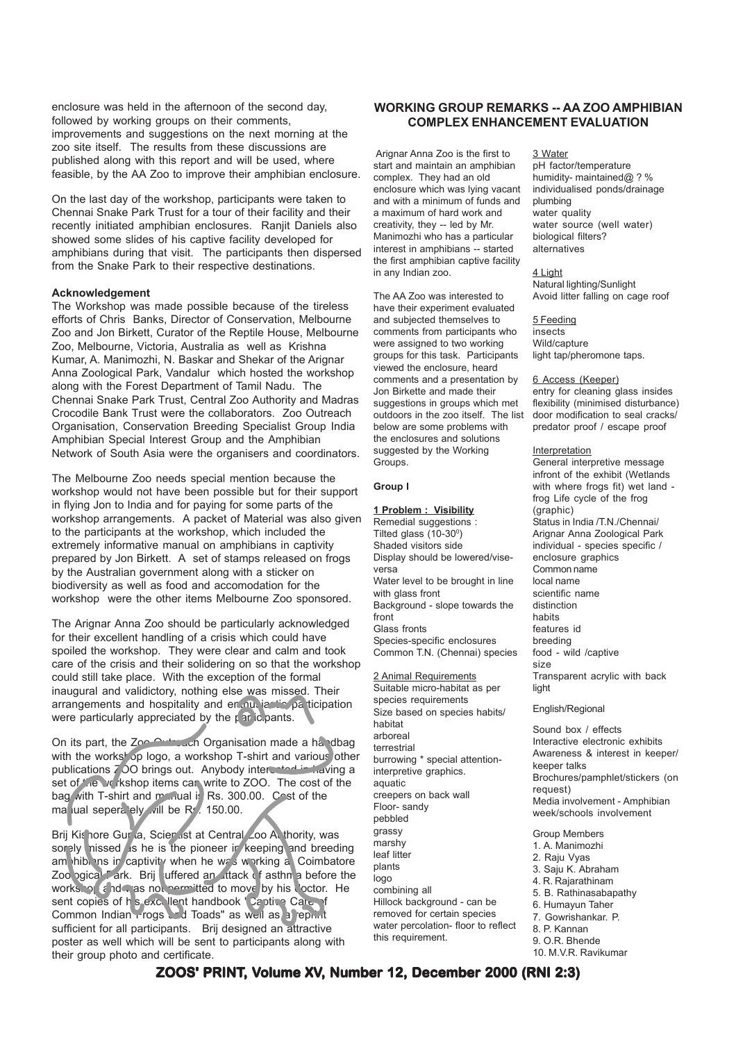enclosure was held in the afternoon of the second day, followed by working groups on their comments, improvements and suggestions on the next morning at the zoo site itself. The results from these discussions are published along with this report and will be used, where feasible, by the AA Zoo to improve their amphibian enclosure.

On the last day of the workshop, participants were taken to Chennai Snake Park Trust for a tour of their facility and their recently initiated amphibian enclosures. Ranjit Daniels also showed some slides of his captive facility developed for amphibians during that visit. The participants then dispersed from the Snake Park to their respective destinations.

**Acknowledgement**

The Workshop was made possible because of the tireless efforts of Chris Banks, Director of Conservation, Melbourne Zoo and Jon Birkett, Curator of the Reptile House, Melbourne Zoo, Melbourne, Victoria, Australia as well as Krishna Kumar, A. Manimozhi, N. Baskar and Shekar of the Arignar Anna Zoological Park, Vandalur which hosted the workshop along with the Forest Department of Tamil Nadu. The Chennai Snake Park Trust, Central Zoo Authority and Madras Crocodile Bank Trust were the collaborators. Zoo Outreach Organisation, Conservation Breeding Specialist Group India Amphibian Special Interest Group and the Amphibian Network of South Asia were the organisers and coordinators.

The Melbourne Zoo needs special mention because the workshop would not have been possible but for their support in flying Jon to India and for paying for some parts of the workshop arrangements. A packet of Material was also given to the participants at the workshop, which included the extremely informative manual on amphibians in captivity prepared by Jon Birkett. A set of stamps released on frogs by the Australian government along with a sticker on biodiversity as well as food and accomodation for the workshop were the other items Melbourne Zoo sponsored.

The Arignar Anna Zoo should be particularly acknowledged for their excellent handling of a crisis which could have spoiled the workshop. They were clear and calm and took care of the crisis and their soldiering on so that the workshop could still take place. With the exception of the formal inaugural and validictory, nothing else was missed. Their arrangements and hospitality and enthusiastic participation were particularly appreciated by the participants.

On its part, the Zoo Outreach Organisation made a handbag with the workshop logo, a workshop T-shirt and various other publications ZOO brings out. Anybody interested in having a set of the workshop items can write to ZOO. The cost of the bag with T-shirt and manual is Rs. 300.00. Cost of the manual seperately will be Rs. 150.00.

Brij Kishore Gupta, Scientist at Central Zoo Authority, was sorely missed as he is the pioneer in keeping and breeding amphibians in captivity when he was working at Coimbatore Zoological Park. Brij suffered an attack of asthma before the workshop and was not permitted to move by his doctor. He sent copies of his excellent handbook "Captive Care of Common Indian Frogs and Toads" as well as a reprint sufficient for all participants. Brij designed an attractive poster as well which will be sent to participants along with their group photo and certificate.

## WORKING GROUP REMARKS -- AA ZOO AMPHIBIAN COMPLEX ENHANCEMENT EVALUATION

Arignar Anna Zoo is the first to start and maintain an amphibian complex. They had an old enclosure which was lying vacant and with a minimum of funds and a maximum of hard work and creativity, they -- led by Mr. Manimozhi who has a particular interest in amphibians -- started the first amphibian captive facility in any Indian zoo.

The AA Zoo was interested to have their experiment evaluated and subjected themselves to comments from participants who were assigned to two working groups for this task. Participants viewed the enclosure, heard comments and a presentation by Jon Birkette and made their suggestions in groups which met outdoors in the zoo itself. The list below are some problems with the enclosures and solutions suggested by the Working Groups.

**Group I**

**1 Problem : Visibility**

Remedial suggestions :
Tilted glass (10-30$^0$)
Shaded visitors side
Display should be lowered/vise-versa
Water level to be brought in line with glass front
Background - slope towards the front
Glass fronts
Species-specific enclosures
Common T.N. (Chennai) species

2 Animal Requirements

Suitable micro-habitat as per species requirements
Size based on species habits/habitat
arboreal
terrestrial
burrowing * special attention-interpretive graphics.
aquatic
creepers on back wall
Floor- sandy
pebbled
grassy
marshy
leaf litter
plants
logo
combining all
Hillock background - can be removed for certain species
water percolation- floor to reflect this requirement.

3 Water

pH factor/temperature
humidity- maintained@ ? %
individualised ponds/drainage
plumbing
water quality
water source (well water)
biological filters?
alternatives

4 Light

Natural lighting/Sunlight
Avoid litter falling on cage roof

5 Feeding

insects
Wild/capture
light tap/pheromone taps.

6 Access (Keeper)

entry for cleaning glass insides
flexibility (minimised disturbance)
door modification to seal cracks/predator proof / escape proof

Interpretation

General interpretive message infront of the exhibit (Wetlands with where frogs fit) wet land - frog Life cycle of the frog (graphic)
Status in India /T.N./Chennai/ Arignar Anna Zoological Park
individual - species specific / enclosure graphics
Common name
local name
scientific name
distinction
habits
features id
breeding
food - wild /captive
size
Transparent acrylic with back light

English/Regional

Sound box / effects
Interactive electronic exhibits
Awareness & interest in keeper/ keeper talks
Brochures/pamphlet/stickers (on request)
Media involvement - Amphibian week/schools involvement

Group Members
1. A. Manimozhi
2. Raju Vyas
3. Saju K. Abraham
4. R. Rajarathinam
5. B. Rathinasabapathy
6. Humayun Taher
7. Gowrishankar. P.
8. P. Kannan
9. O.R. Bhende
10. M.V.R. Ravikumar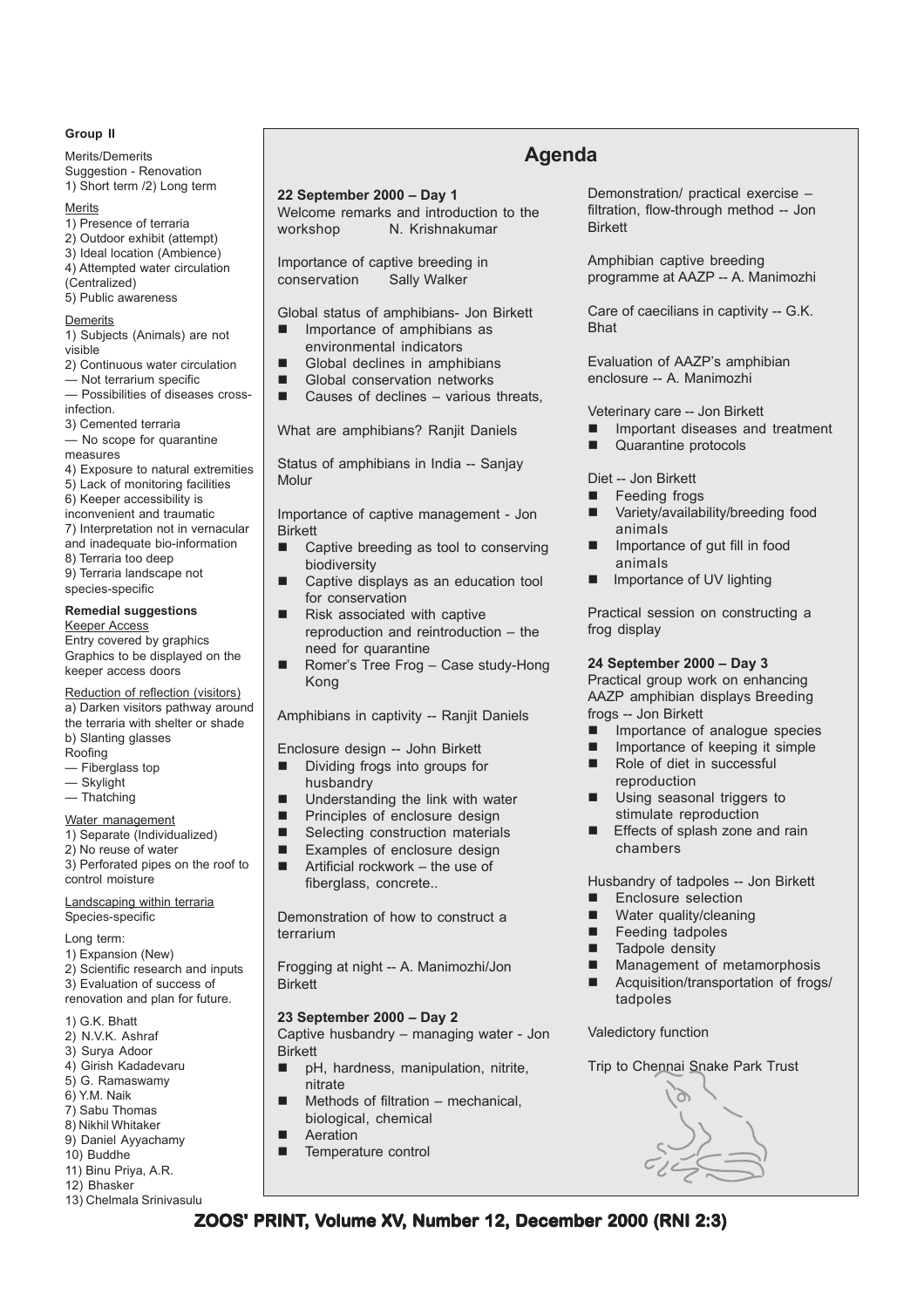**Group II**

Merits/Demerits
Suggestion - Renovation
1) Short term /2) Long term

Merits

1) Presence of terraria
2) Outdoor exhibit (attempt)
3) Ideal location (Ambience)
4) Attempted water circulation (Centralized)
5) Public awareness

Demerits

1) Subjects (Animals) are not visible
2) Continuous water circulation
— Not terrarium specific
— Possibilities of diseases cross-infection.
3) Cemented terraria
— No scope for quarantine measures
4) Exposure to natural extremities
5) Lack of monitoring facilities
6) Keeper accessibility is inconvenient and traumatic
7) Interpretation not in vernacular and inadequate bio-information
8) Terraria too deep
9) Terraria landscape not species-specific

**Remedial suggestions**

Keeper Access

Entry covered by graphics
Graphics to be displayed on the keeper access doors

Reduction of reflection (visitors)

a) Darken visitors pathway around the terraria with shelter or shade
b) Slanting glasses

Roofing
— Fiberglass top
— Skylight
— Thatching

Water management

1) Separate (Individualized)
2) No reuse of water
3) Perforated pipes on the roof to control moisture

Landscaping within terraria

Species-specific

Long term:
1) Expansion (New)
2) Scientific research and inputs
3) Evaluation of success of renovation and plan for future.

1) G.K. Bhatt
2) N.V.K. Ashraf
3) Surya Adoor
4) Girish Kadadevaru
5) G. Ramaswamy
6) Y.M. Naik
7) Sabu Thomas
8) Nikhil Whitaker
9) Daniel Ayyachamy
10) Buddhe
11) Binu Priya, A.R.
12) Bhasker
13) Chelmala Srinivasulu

## Agenda

**22 September 2000 – Day 1**

Welcome remarks and introduction to the workshop N. Krishnakumar

Importance of captive breeding in conservation Sally Walker

Global status of amphibians- Jon Birkett

- Importance of amphibians as environmental indicators
- Global declines in amphibians
- Global conservation networks
- Causes of declines – various threats,

What are amphibians? Ranjit Daniels

Status of amphibians in India -- Sanjay Molur

Importance of captive management - Jon Birkett

- Captive breeding as tool to conserving biodiversity
- Captive displays as an education tool for conservation
- Risk associated with captive reproduction and reintroduction – the need for quarantine
- Romer's Tree Frog – Case study-Hong Kong

Amphibians in captivity -- Ranjit Daniels

Enclosure design -- John Birkett

- Dividing frogs into groups for husbandry
- Understanding the link with water
- Principles of enclosure design
- Selecting construction materials
- Examples of enclosure design
- Artificial rockwork – the use of fiberglass, concrete..

Demonstration of how to construct a terrarium

Frogging at night -- A. Manimozhi/Jon Birkett

**23 September 2000 – Day 2**

Captive husbandry – managing water - Jon Birkett

- pH, hardness, manipulation, nitrite, nitrate
- Methods of filtration – mechanical, biological, chemical
- Aeration
- Temperature control

Demonstration/ practical exercise – filtration, flow-through method -- Jon Birkett

Amphibian captive breeding programme at AAZP -- A. Manimozhi

Care of caecilians in captivity -- G.K. Bhat

Evaluation of AAZP's amphibian enclosure -- A. Manimozhi

Veterinary care -- Jon Birkett

- Important diseases and treatment
- Quarantine protocols

Diet -- Jon Birkett

- Feeding frogs
- Variety/availability/breeding food animals
- Importance of gut fill in food animals
- Importance of UV lighting

Practical session on constructing a frog display

**24 September 2000 – Day 3**

Practical group work on enhancing AAZP amphibian displays Breeding frogs -- Jon Birkett

- Importance of analogue species
- Importance of keeping it simple
- Role of diet in successful reproduction
- Using seasonal triggers to stimulate reproduction
- Effects of splash zone and rain chambers

Husbandry of tadpoles -- Jon Birkett

- Enclosure selection
- Water quality/cleaning
- Feeding tadpoles
- Tadpole density
- Management of metamorphosis
- Acquisition/transportation of frogs/ tadpoles

Valedictory function

Trip to Chennai Snake Park Trust